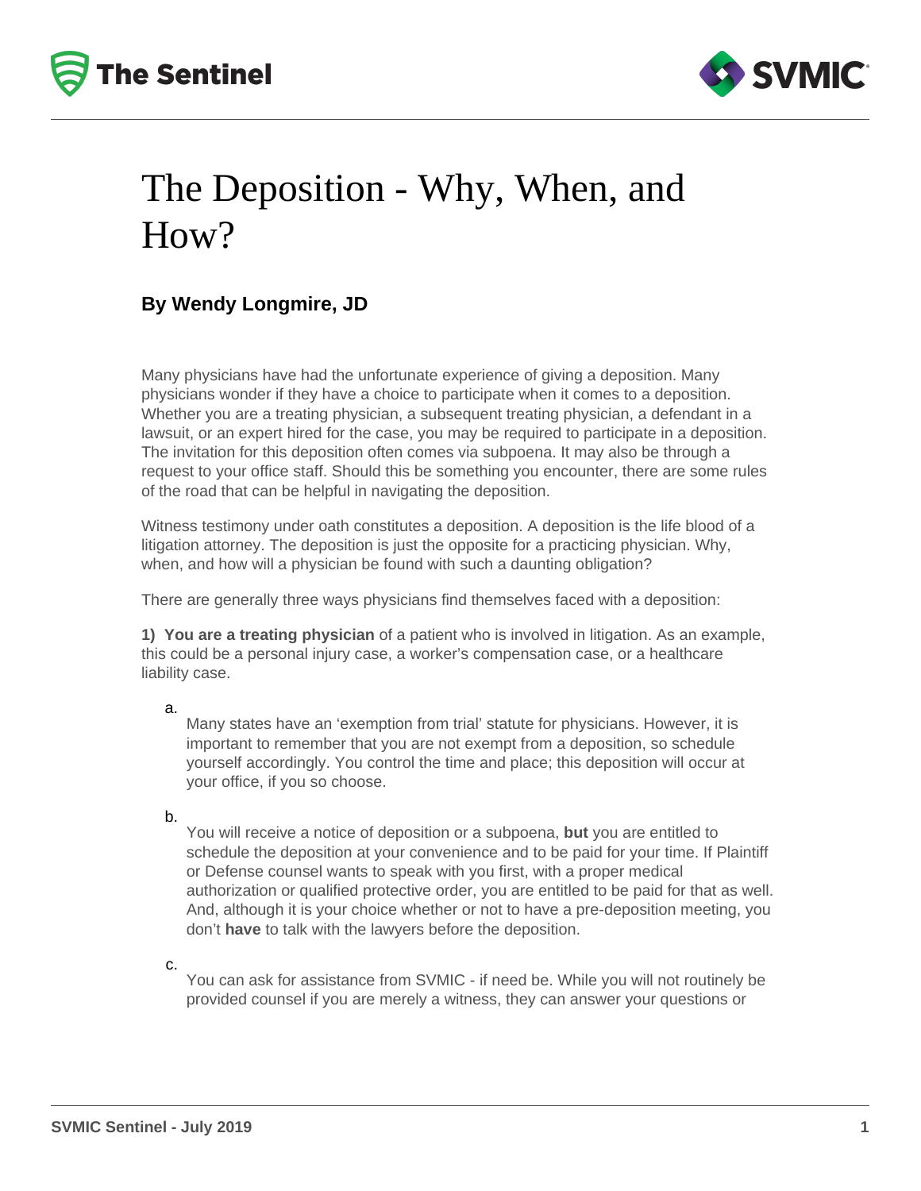# The Deposition - Why, When, and How?

**By Wendy Longmire, JD**

Many physicians have had the unfortunate experience of giving a deposition. Many physicians wonder if they have a choice to participate when it comes to a deposition. Whether you are a treating physician, a subsequent treating physician, a defendant in a lawsuit, or an expert hired for the case, you may be required to participate in a deposition. The invitation for this deposition often comes via subpoena. It may also be through a request to your office staff. Should this be something you encounter, there are some rules of the road that can be helpful in navigating the deposition.

Witness testimony under oath constitutes a deposition. A deposition is the life blood of a litigation attorney. The deposition is just the opposite for a practicing physician. Why, when, and how will a physician be found with such a daunting obligation?

There are generally three ways physicians find themselves faced with a deposition:

**1) You are a treating physician** of a patient who is involved in litigation. As an example, this could be a personal injury case, a worker's compensation case, or a healthcare liability case.

a. Many states have an 'exemption from trial' statute for physicians. However, it is important to remember that you are not exempt from a deposition, so schedule yourself accordingly. You control the time and place; this deposition will occur at your office, if you so choose.

b. You will receive a notice of deposition or a subpoena, **but** you are entitled to schedule the deposition at your convenience and to be paid for your time. If Plaintiff or Defense counsel wants to speak with you first, with a proper medical authorization or qualified protective order, you are entitled to be paid for that as well. And, although it is your choice whether or not to have a pre-deposition meeting, you don't **have** to talk with the lawyers before the deposition.

c. You can ask for assistance from SVMIC - if need be. While you will not routinely be provided counsel if you are merely a witness, they can answer your questions or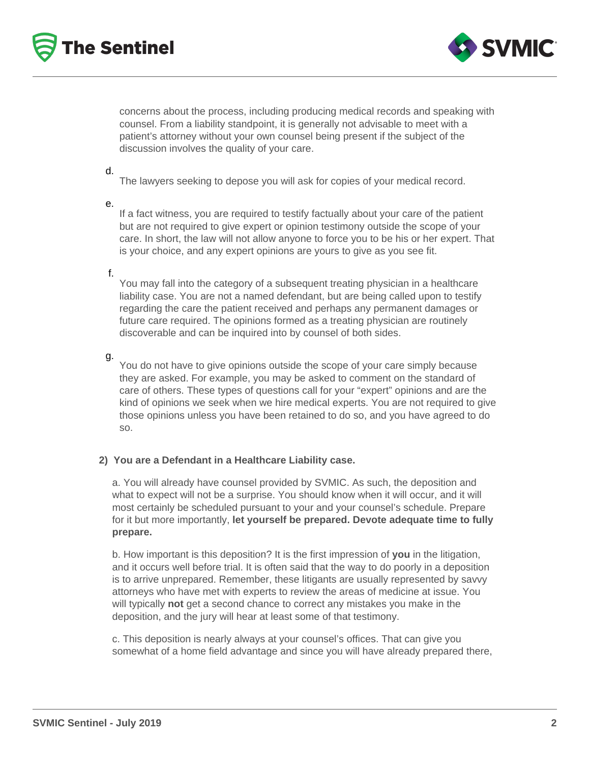concerns about the process, including producing medical records and speaking with counsel. From a liability standpoint, it is generally not advisable to meet with a patient's attorney without your own counsel being present if the subject of the discussion involves the quality of your care.

d. The lawyers seeking to depose you will ask for copies of your medical record.

e. If a fact witness, you are required to testify factually about your care of the patient but are not required to give expert or opinion testimony outside the scope of your care. In short, the law will not allow anyone to force you to be his or her expert. That is your choice, and any expert opinions are yours to give as you see fit.

f. You may fall into the category of a subsequent treating physician in a healthcare liability case. You are not a named defendant, but are being called upon to testify regarding the care the patient received and perhaps any permanent damages or future care required. The opinions formed as a treating physician are routinely discoverable and can be inquired into by counsel of both sides.

g. You do not have to give opinions outside the scope of your care simply because they are asked. For example, you may be asked to comment on the standard of care of others. These types of questions call for your "expert" opinions and are the kind of opinions we seek when we hire medical experts. You are not required to give those opinions unless you have been retained to do so, and you have agreed to do so.

**2) You are a Defendant in a Healthcare Liability case.**

a. You will already have counsel provided by SVMIC. As such, the deposition and what to expect will not be a surprise. You should know when it will occur, and it will most certainly be scheduled pursuant to your and your counsel's schedule. Prepare for it but more importantly, **let yourself be prepared. Devote adequate time to fully prepare.**

b. How important is this deposition? It is the first impression of **you** in the litigation, and it occurs well before trial. It is often said that the way to do poorly in a deposition is to arrive unprepared. Remember, these litigants are usually represented by savvy attorneys who have met with experts to review the areas of medicine at issue. You will typically **not** get a second chance to correct any mistakes you make in the deposition, and the jury will hear at least some of that testimony.

c. This deposition is nearly always at your counsel's offices. That can give you somewhat of a home field advantage and since you will have already prepared there,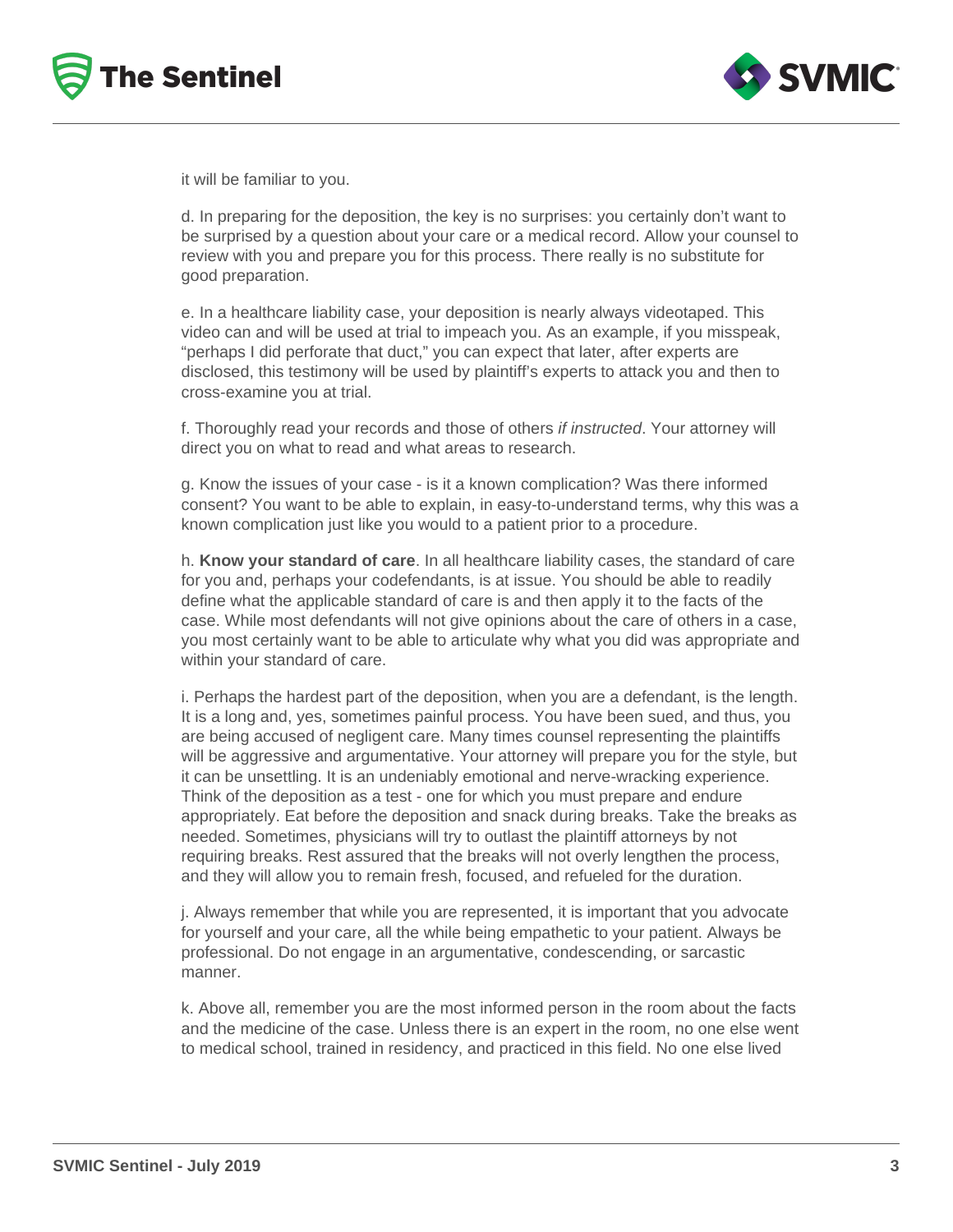it will be familiar to you.

d. In preparing for the deposition, the key is no surprises: you certainly don't want to be surprised by a question about your care or a medical record. Allow your counsel to review with you and prepare you for this process. There really is no substitute for good preparation.

e. In a healthcare liability case, your deposition is nearly always videotaped. This video can and will be used at trial to impeach you. As an example, if you misspeak, "perhaps I did perforate that duct," you can expect that later, after experts are disclosed, this testimony will be used by plaintiff's experts to attack you and then to cross-examine you at trial.

f. Thoroughly read your records and those of others *if instructed*. Your attorney will direct you on what to read and what areas to research.

g. Know the issues of your case - is it a known complication? Was there informed consent? You want to be able to explain, in easy-to-understand terms, why this was a known complication just like you would to a patient prior to a procedure.

h. **Know your standard of care**. In all healthcare liability cases, the standard of care for you and, perhaps your codefendants, is at issue. You should be able to readily define what the applicable standard of care is and then apply it to the facts of the case. While most defendants will not give opinions about the care of others in a case, you most certainly want to be able to articulate why what you did was appropriate and within your standard of care.

i. Perhaps the hardest part of the deposition, when you are a defendant, is the length. It is a long and, yes, sometimes painful process. You have been sued, and thus, you are being accused of negligent care. Many times counsel representing the plaintiffs will be aggressive and argumentative. Your attorney will prepare you for the style, but it can be unsettling. It is an undeniably emotional and nerve-wracking experience. Think of the deposition as a test - one for which you must prepare and endure appropriately. Eat before the deposition and snack during breaks. Take the breaks as needed. Sometimes, physicians will try to outlast the plaintiff attorneys by not requiring breaks. Rest assured that the breaks will not overly lengthen the process, and they will allow you to remain fresh, focused, and refueled for the duration.

j. Always remember that while you are represented, it is important that you advocate for yourself and your care, all the while being empathetic to your patient. Always be professional. Do not engage in an argumentative, condescending, or sarcastic manner.

k. Above all, remember you are the most informed person in the room about the facts and the medicine of the case. Unless there is an expert in the room, no one else went to medical school, trained in residency, and practiced in this field. No one else lived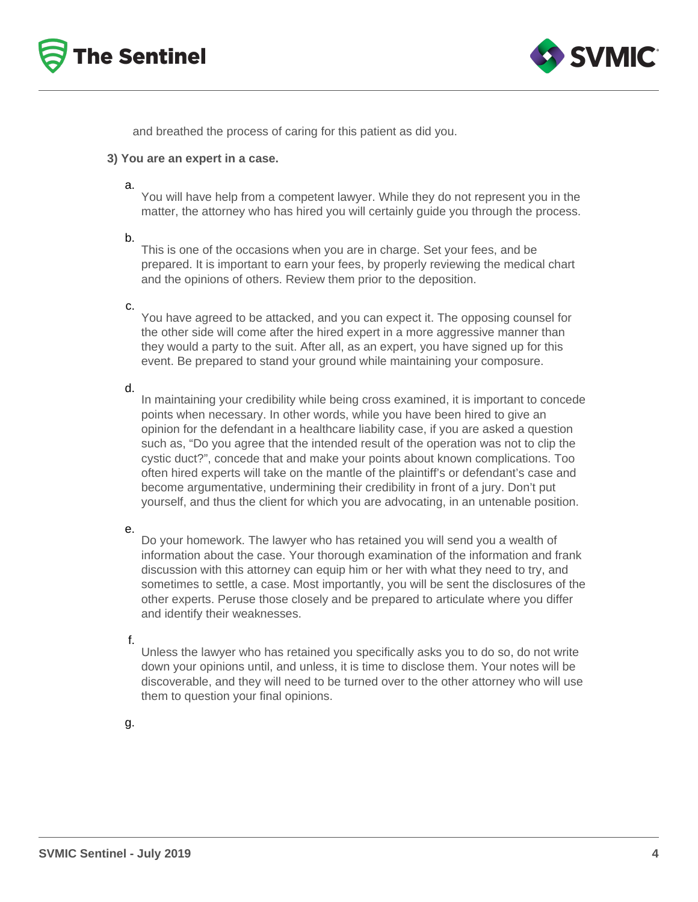and breathed the process of caring for this patient as did you.

**3) You are an expert in a case.**

a. You will have help from a competent lawyer. While they do not represent you in the matter, the attorney who has hired you will certainly guide you through the process.

b. This is one of the occasions when you are in charge. Set your fees, and be prepared. It is important to earn your fees, by properly reviewing the medical chart and the opinions of others. Review them prior to the deposition.

c. You have agreed to be attacked, and you can expect it. The opposing counsel for the other side will come after the hired expert in a more aggressive manner than they would a party to the suit. After all, as an expert, you have signed up for this event. Be prepared to stand your ground while maintaining your composure.

d. In maintaining your credibility while being cross examined, it is important to concede points when necessary. In other words, while you have been hired to give an opinion for the defendant in a healthcare liability case, if you are asked a question such as, "Do you agree that the intended result of the operation was not to clip the cystic duct?", concede that and make your points about known complications. Too often hired experts will take on the mantle of the plaintiff's or defendant's case and become argumentative, undermining their credibility in front of a jury. Don't put yourself, and thus the client for which you are advocating, in an untenable position.

e. Do your homework. The lawyer who has retained you will send you a wealth of information about the case. Your thorough examination of the information and frank discussion with this attorney can equip him or her with what they need to try, and sometimes to settle, a case. Most importantly, you will be sent the disclosures of the other experts. Peruse those closely and be prepared to articulate where you differ and identify their weaknesses.

f. Unless the lawyer who has retained you specifically asks you to do so, do not write down your opinions until, and unless, it is time to disclose them. Your notes will be discoverable, and they will need to be turned over to the other attorney who will use them to question your final opinions.

g.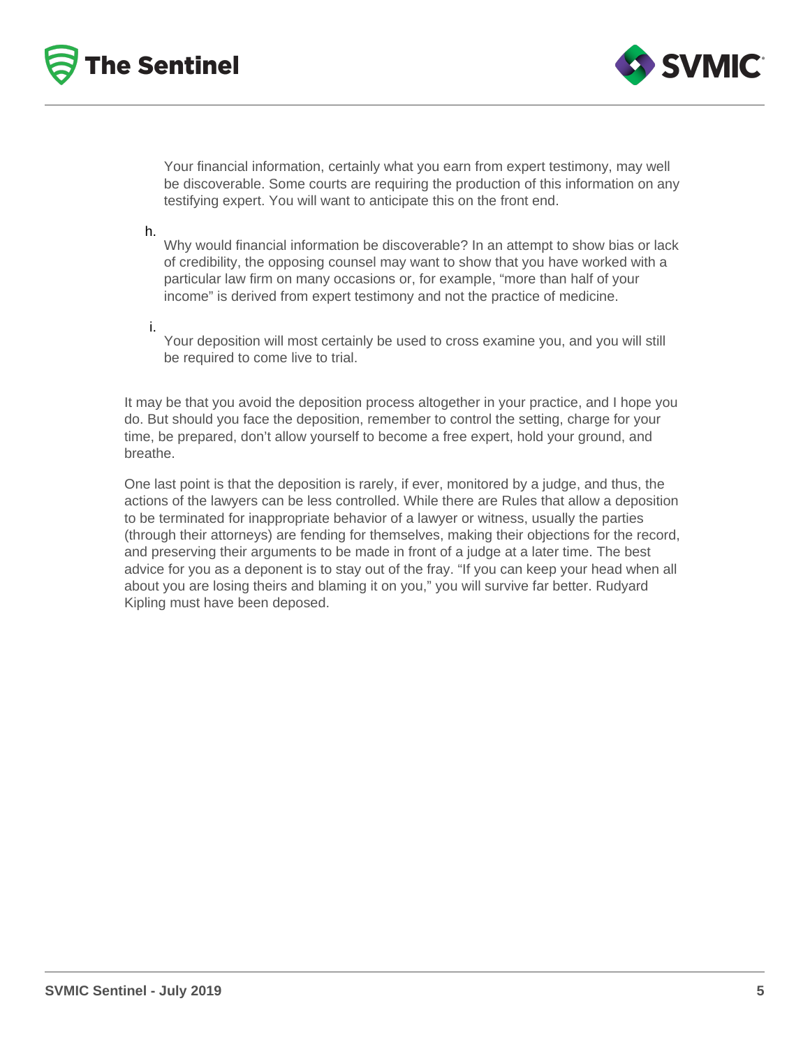Your financial information, certainly what you earn from expert testimony, may well be discoverable. Some courts are requiring the production of this information on any testifying expert. You will want to anticipate this on the front end.

h. Why would financial information be discoverable? In an attempt to show bias or lack of credibility, the opposing counsel may want to show that you have worked with a particular law firm on many occasions or, for example, "more than half of your income" is derived from expert testimony and not the practice of medicine.

i. Your deposition will most certainly be used to cross examine you, and you will still be required to come live to trial.

It may be that you avoid the deposition process altogether in your practice, and I hope you do. But should you face the deposition, remember to control the setting, charge for your time, be prepared, don't allow yourself to become a free expert, hold your ground, and breathe.

One last point is that the deposition is rarely, if ever, monitored by a judge, and thus, the actions of the lawyers can be less controlled. While there are Rules that allow a deposition to be terminated for inappropriate behavior of a lawyer or witness, usually the parties (through their attorneys) are fending for themselves, making their objections for the record, and preserving their arguments to be made in front of a judge at a later time. The best advice for you as a deponent is to stay out of the fray. "If you can keep your head when all about you are losing theirs and blaming it on you," you will survive far better. Rudyard Kipling must have been deposed.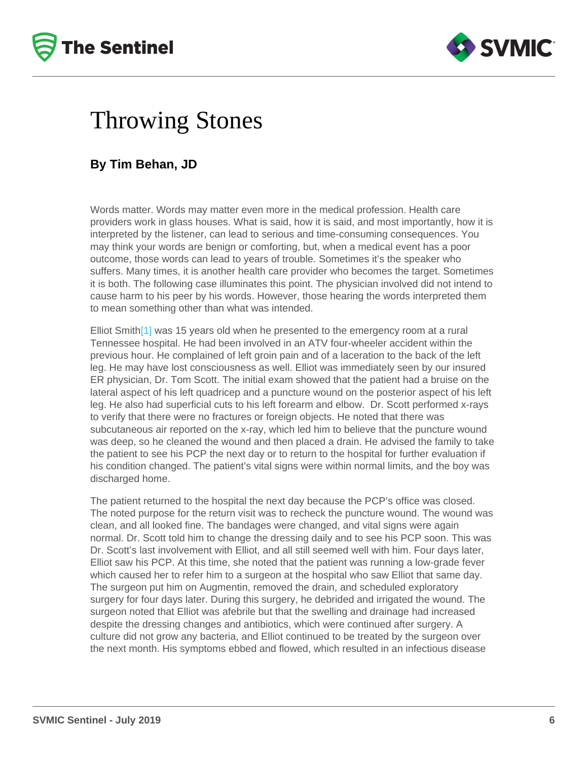# Throwing Stones

**By Tim Behan, JD**

Words matter. Words may matter even more in the medical profession. Health care providers work in glass houses. What is said, how it is said, and most importantly, how it is interpreted by the listener, can lead to serious and time-consuming consequences. You may think your words are benign or comforting, but, when a medical event has a poor outcome, those words can lead to years of trouble. Sometimes it's the speaker who suffers. Many times, it is another health care provider who becomes the target. Sometimes it is both. The following case illuminates this point. The physician involved did not intend to cause harm to his peer by his words. However, those hearing the words interpreted them to mean something other than what was intended.

Elliot Smith[1] was 15 years old when he presented to the emergency room at a rural Tennessee hospital. He had been involved in an ATV four-wheeler accident within the previous hour. He complained of left groin pain and of a laceration to the back of the left leg. He may have lost consciousness as well. Elliot was immediately seen by our insured ER physician, Dr. Tom Scott. The initial exam showed that the patient had a bruise on the lateral aspect of his left quadricep and a puncture wound on the posterior aspect of his left leg. He also had superficial cuts to his left forearm and elbow. Dr. Scott performed x-rays to verify that there were no fractures or foreign objects. He noted that there was subcutaneous air reported on the x-ray, which led him to believe that the puncture wound was deep, so he cleaned the wound and then placed a drain. He advised the family to take the patient to see his PCP the next day or to return to the hospital for further evaluation if his condition changed. The patient's vital signs were within normal limits, and the boy was discharged home.

The patient returned to the hospital the next day because the PCP's office was closed. The noted purpose for the return visit was to recheck the puncture wound. The wound was clean, and all looked fine. The bandages were changed, and vital signs were again normal. Dr. Scott told him to change the dressing daily and to see his PCP soon. This was Dr. Scott's last involvement with Elliot, and all still seemed well with him. Four days later, Elliot saw his PCP. At this time, she noted that the patient was running a low-grade fever which caused her to refer him to a surgeon at the hospital who saw Elliot that same day. The surgeon put him on Augmentin, removed the drain, and scheduled exploratory surgery for four days later. During this surgery, he debrided and irrigated the wound. The surgeon noted that Elliot was afebrile but that the swelling and drainage had increased despite the dressing changes and antibiotics, which were continued after surgery. A culture did not grow any bacteria, and Elliot continued to be treated by the surgeon over the next month. His symptoms ebbed and flowed, which resulted in an infectious disease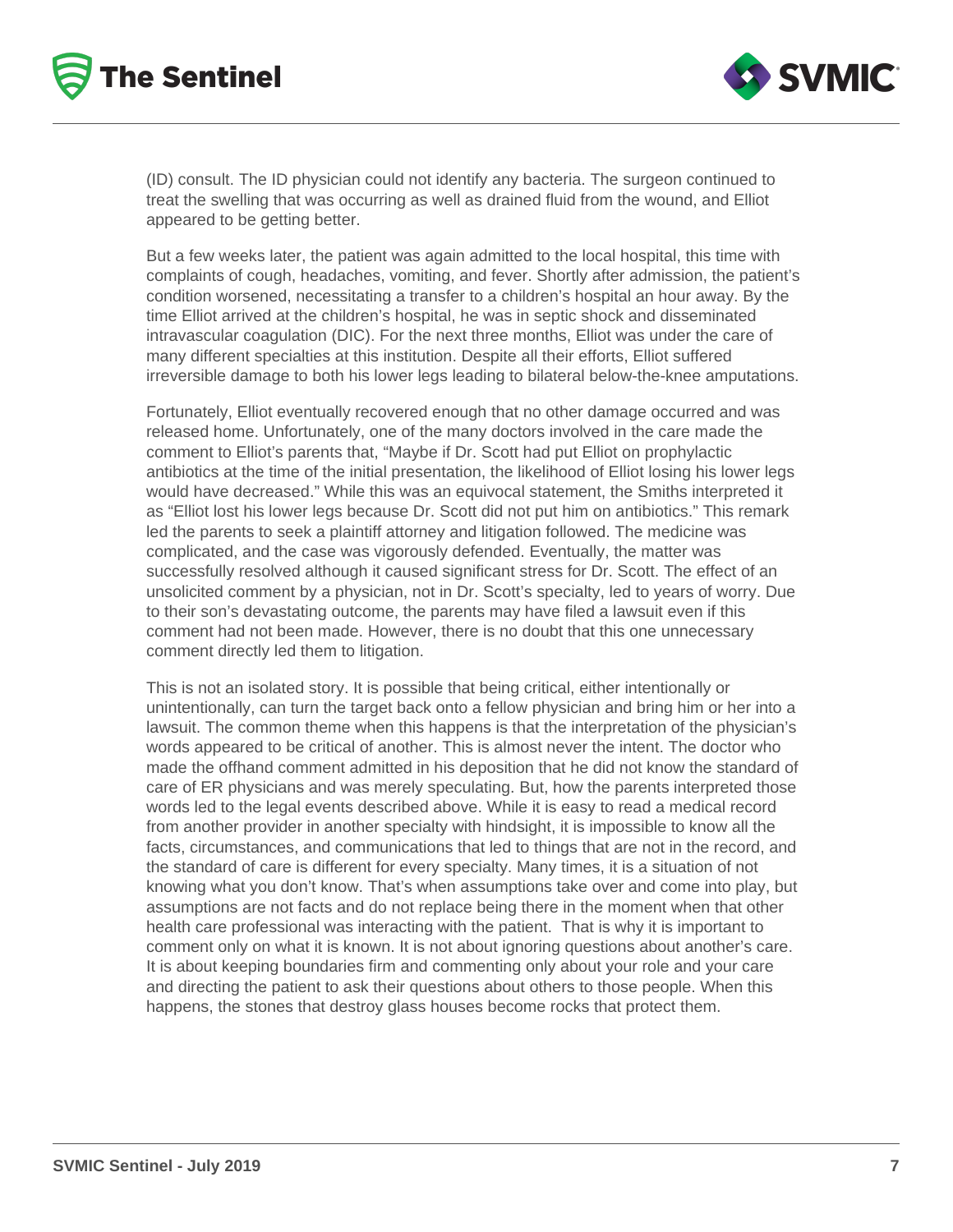(ID) consult. The ID physician could not identify any bacteria. The surgeon continued to treat the swelling that was occurring as well as drained fluid from the wound, and Elliot appeared to be getting better.

But a few weeks later, the patient was again admitted to the local hospital, this time with complaints of cough, headaches, vomiting, and fever. Shortly after admission, the patient's condition worsened, necessitating a transfer to a children's hospital an hour away. By the time Elliot arrived at the children's hospital, he was in septic shock and disseminated intravascular coagulation (DIC). For the next three months, Elliot was under the care of many different specialties at this institution. Despite all their efforts, Elliot suffered irreversible damage to both his lower legs leading to bilateral below-the-knee amputations.

Fortunately, Elliot eventually recovered enough that no other damage occurred and was released home. Unfortunately, one of the many doctors involved in the care made the comment to Elliot's parents that, "Maybe if Dr. Scott had put Elliot on prophylactic antibiotics at the time of the initial presentation, the likelihood of Elliot losing his lower legs would have decreased." While this was an equivocal statement, the Smiths interpreted it as "Elliot lost his lower legs because Dr. Scott did not put him on antibiotics." This remark led the parents to seek a plaintiff attorney and litigation followed. The medicine was complicated, and the case was vigorously defended. Eventually, the matter was successfully resolved although it caused significant stress for Dr. Scott. The effect of an unsolicited comment by a physician, not in Dr. Scott's specialty, led to years of worry. Due to their son's devastating outcome, the parents may have filed a lawsuit even if this comment had not been made. However, there is no doubt that this one unnecessary comment directly led them to litigation.

This is not an isolated story. It is possible that being critical, either intentionally or unintentionally, can turn the target back onto a fellow physician and bring him or her into a lawsuit. The common theme when this happens is that the interpretation of the physician's words appeared to be critical of another. This is almost never the intent. The doctor who made the offhand comment admitted in his deposition that he did not know the standard of care of ER physicians and was merely speculating. But, how the parents interpreted those words led to the legal events described above. While it is easy to read a medical record from another provider in another specialty with hindsight, it is impossible to know all the facts, circumstances, and communications that led to things that are not in the record, and the standard of care is different for every specialty. Many times, it is a situation of not knowing what you don't know. That's when assumptions take over and come into play, but assumptions are not facts and do not replace being there in the moment when that other health care professional was interacting with the patient. That is why it is important to comment only on what it is known. It is not about ignoring questions about another's care. It is about keeping boundaries firm and commenting only about your role and your care and directing the patient to ask their questions about others to those people. When this happens, the stones that destroy glass houses become rocks that protect them.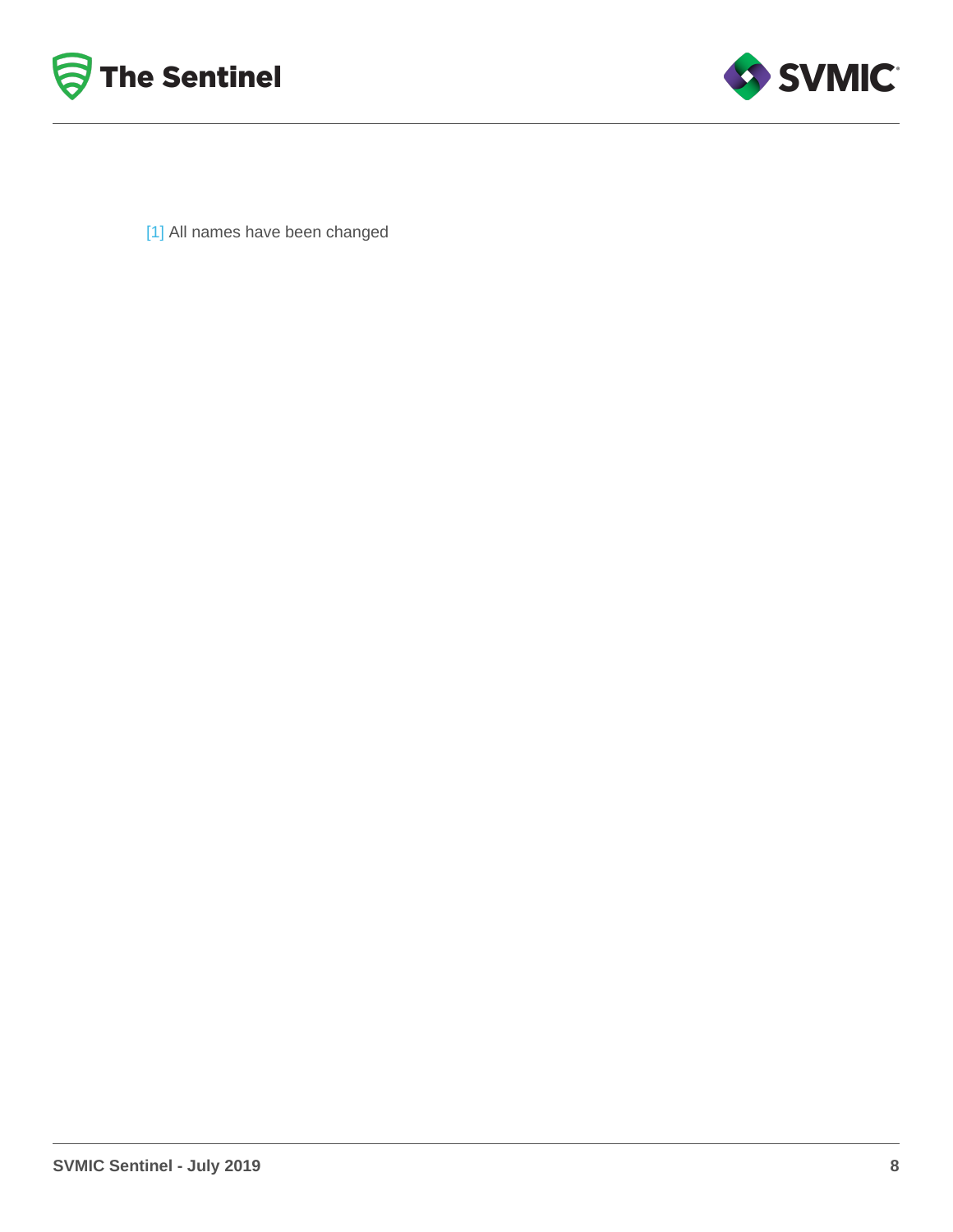[1] All names have been changed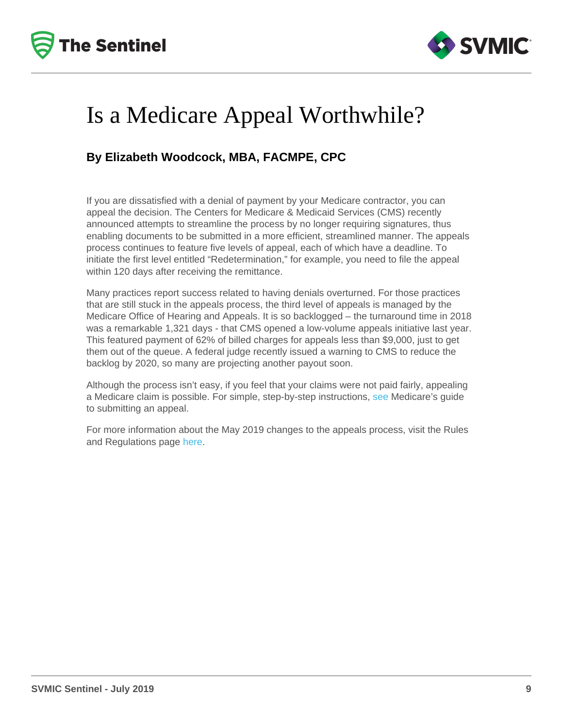# Is a Medicare Appeal Worthwhile?

**By Elizabeth Woodcock, MBA, FACMPE, CPC**

If you are dissatisfied with a denial of payment by your Medicare contractor, you can appeal the decision. The Centers for Medicare & Medicaid Services (CMS) recently announced attempts to streamline the process by no longer requiring signatures, thus enabling documents to be submitted in a more efficient, streamlined manner. The appeals process continues to feature five levels of appeal, each of which have a deadline. To initiate the first level entitled "Redetermination," for example, you need to file the appeal within 120 days after receiving the remittance.

Many practices report success related to having denials overturned. For those practices that are still stuck in the appeals process, the third level of appeals is managed by the Medicare Office of Hearing and Appeals. It is so backlogged – the turnaround time in 2018 was a remarkable 1,321 days - that CMS opened a low-volume appeals initiative last year. This featured payment of 62% of billed charges for appeals less than $9,000, just to get them out of the queue. A federal judge recently issued a warning to CMS to reduce the backlog by 2020, so many are projecting another payout soon.

Although the process isn't easy, if you feel that your claims were not paid fairly, appealing a Medicare claim is possible. For simple, step-by-step instructions, see Medicare's guide to submitting an appeal.

For more information about the May 2019 changes to the appeals process, visit the Rules and Regulations page here.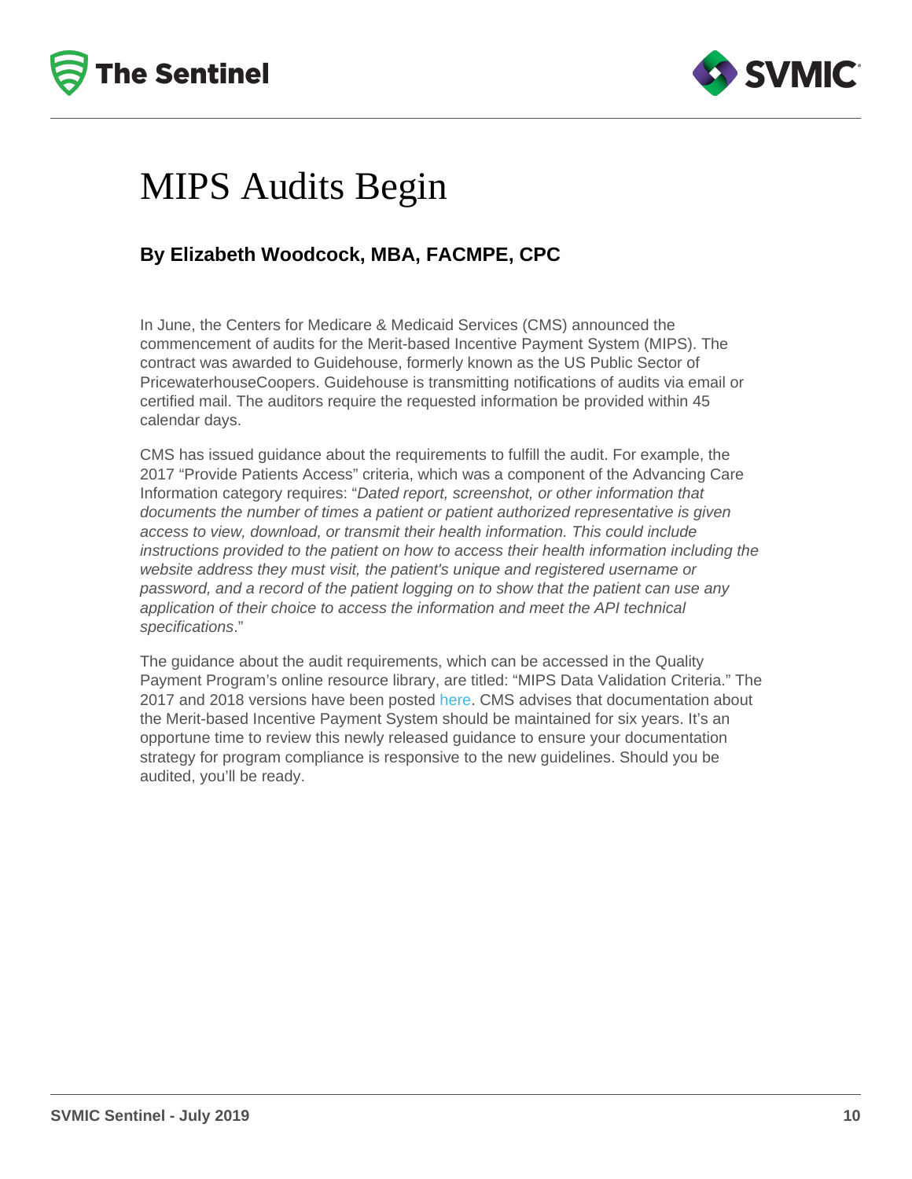# MIPS Audits Begin

**By Elizabeth Woodcock, MBA, FACMPE, CPC**

In June, the Centers for Medicare & Medicaid Services (CMS) announced the commencement of audits for the Merit-based Incentive Payment System (MIPS). The contract was awarded to Guidehouse, formerly known as the US Public Sector of PricewaterhouseCoopers. Guidehouse is transmitting notifications of audits via email or certified mail. The auditors require the requested information be provided within 45 calendar days.

CMS has issued guidance about the requirements to fulfill the audit. For example, the 2017 "Provide Patients Access" criteria, which was a component of the Advancing Care Information category requires: "*Dated report, screenshot, or other information that documents the number of times a patient or patient authorized representative is given access to view, download, or transmit their health information. This could include instructions provided to the patient on how to access their health information including the website address they must visit, the patient's unique and registered username or password, and a record of the patient logging on to show that the patient can use any application of their choice to access the information and meet the API technical specifications*."

The guidance about the audit requirements, which can be accessed in the Quality Payment Program's online resource library, are titled: "MIPS Data Validation Criteria." The 2017 and 2018 versions have been posted here. CMS advises that documentation about the Merit-based Incentive Payment System should be maintained for six years. It's an opportune time to review this newly released guidance to ensure your documentation strategy for program compliance is responsive to the new guidelines. Should you be audited, you'll be ready.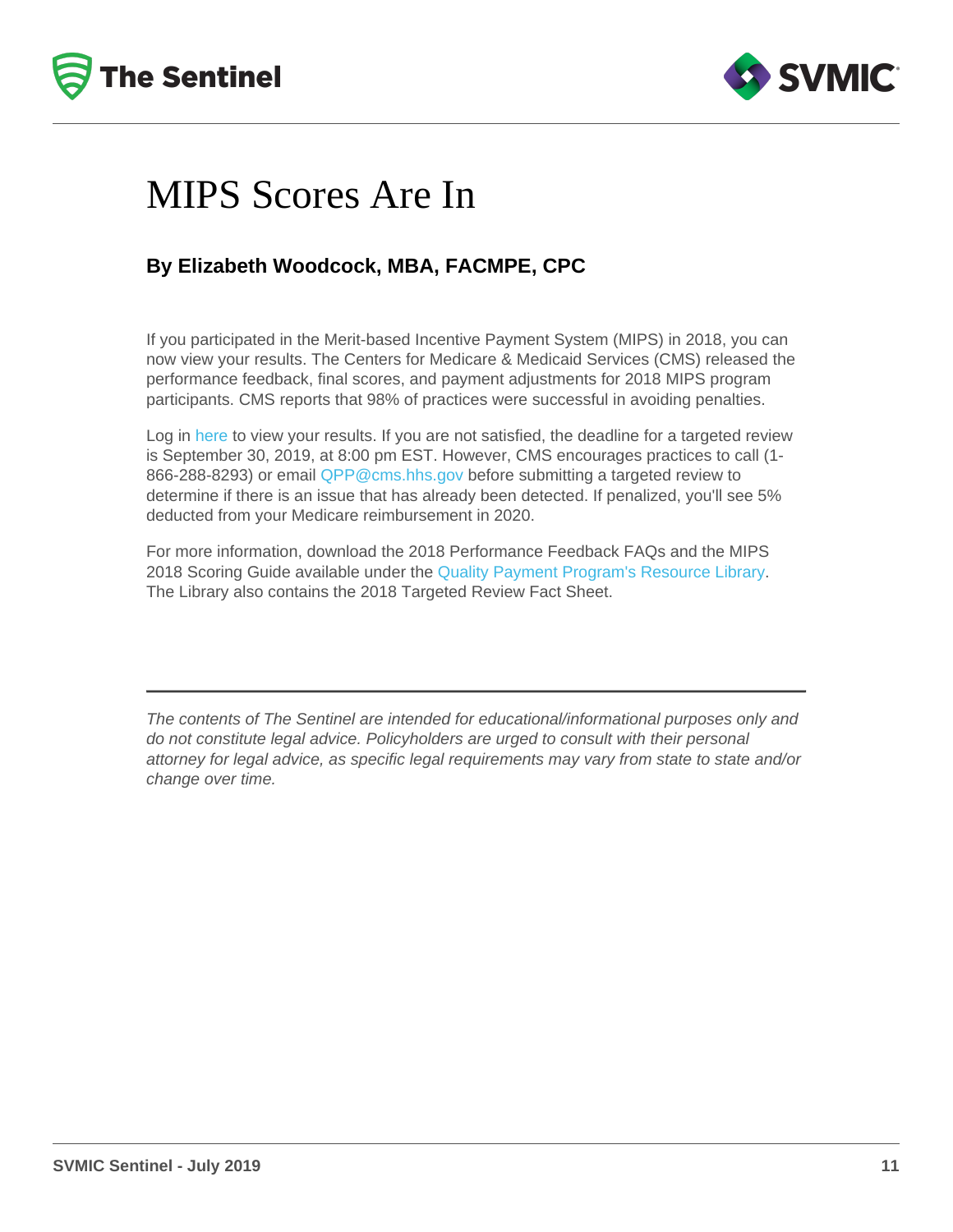# MIPS Scores Are In

### By Elizabeth Woodcock, MBA, FACMPE, CPC

If you participated in the Merit-based Incentive Payment System (MIPS) in 2018, you can now view your results. The Centers for Medicare & Medicaid Services (CMS) released the performance feedback, final scores, and payment adjustments for 2018 MIPS program participants. CMS reports that 98% of practices were successful in avoiding penalties.

Log in here to view your results. If you are not satisfied, the deadline for a targeted review is September 30, 2019, at 8:00 pm EST. However, CMS encourages practices to call (1-866-288-8293) or email QPP@cms.hhs.gov before submitting a targeted review to determine if there is an issue that has already been detected. If penalized, you'll see 5% deducted from your Medicare reimbursement in 2020.

For more information, download the 2018 Performance Feedback FAQs and the MIPS 2018 Scoring Guide available under the Quality Payment Program's Resource Library. The Library also contains the 2018 Targeted Review Fact Sheet.

---

*The contents of The Sentinel are intended for educational/informational purposes only and do not constitute legal advice. Policyholders are urged to consult with their personal attorney for legal advice, as specific legal requirements may vary from state to state and/or change over time.*